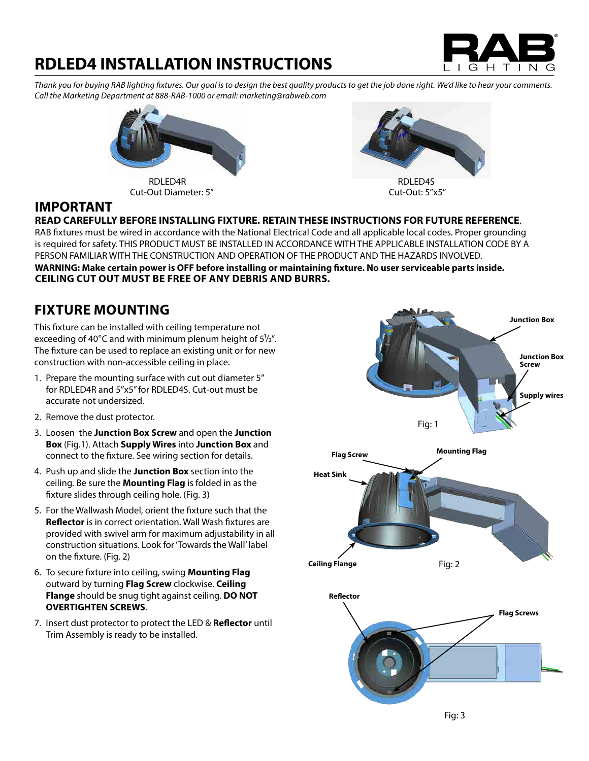# RDLED4 INSTALLATION INSTRUCTIONS

*Thank you for buying RAB lighting fixtures. Our goal is to design the best quality products to get the job done right. We'd like to hear your comments. Call the Marketing Department at 888-RAB-1000 or email: marketing@rabweb.com*

RDLED4R
Cut-Out Diameter: 5"

RDLED4S
Cut-Out: 5"x5"

## IMPORTANT

**READ CAREFULLY BEFORE INSTALLING FIXTURE. RETAIN THESE INSTRUCTIONS FOR FUTURE REFERENCE.**
RAB fixtures must be wired in accordance with the National Electrical Code and all applicable local codes. Proper grounding is required for safety. THIS PRODUCT MUST BE INSTALLED IN ACCORDANCE WITH THE APPLICABLE INSTALLATION CODE BY A PERSON FAMILIAR WITH THE CONSTRUCTION AND OPERATION OF THE PRODUCT AND THE HAZARDS INVOLVED.
**WARNING: Make certain power is OFF before installing or maintaining fixture. No user serviceable parts inside.**
**CEILING CUT OUT MUST BE FREE OF ANY DEBRIS AND BURRS.**

## FIXTURE MOUNTING

This fixture can be installed with ceiling temperature not exceeding of 40°C and with minimum plenum height of 5½". The fixture can be used to replace an existing unit or for new construction with non-accessible ceiling in place.

1. Prepare the mounting surface with cut out diameter 5" for RDLED4R and 5"x5" for RDLED4S. Cut-out must be accurate not undersized.
2. Remove the dust protector.
3. Loosen the **Junction Box Screw** and open the **Junction Box** (Fig.1). Attach **Supply Wires** into **Junction Box** and connect to the fixture. See wiring section for details.
4. Push up and slide the **Junction Box** section into the ceiling. Be sure the **Mounting Flag** is folded in as the fixture slides through ceiling hole. (Fig. 3)
5. For the Wallwash Model, orient the fixture such that the **Reflector** is in correct orientation. Wall Wash fixtures are provided with swivel arm for maximum adjustability in all construction situations. Look for 'Towards the Wall' label on the fixture. (Fig. 2)
6. To secure fixture into ceiling, swing **Mounting Flag** outward by turning **Flag Screw** clockwise. **Ceiling Flange** should be snug tight against ceiling. **DO NOT OVERTIGHTEN SCREWS**.
7. Insert dust protector to protect the LED & **Reflector** until Trim Assembly is ready to be installed.

Junction Box
Junction Box Screw
Supply wires

Fig: 1

Flag Screw
Mounting Flag
Heat Sink
Ceiling Flange

Fig: 2

Reflector
Flag Screws

Fig: 3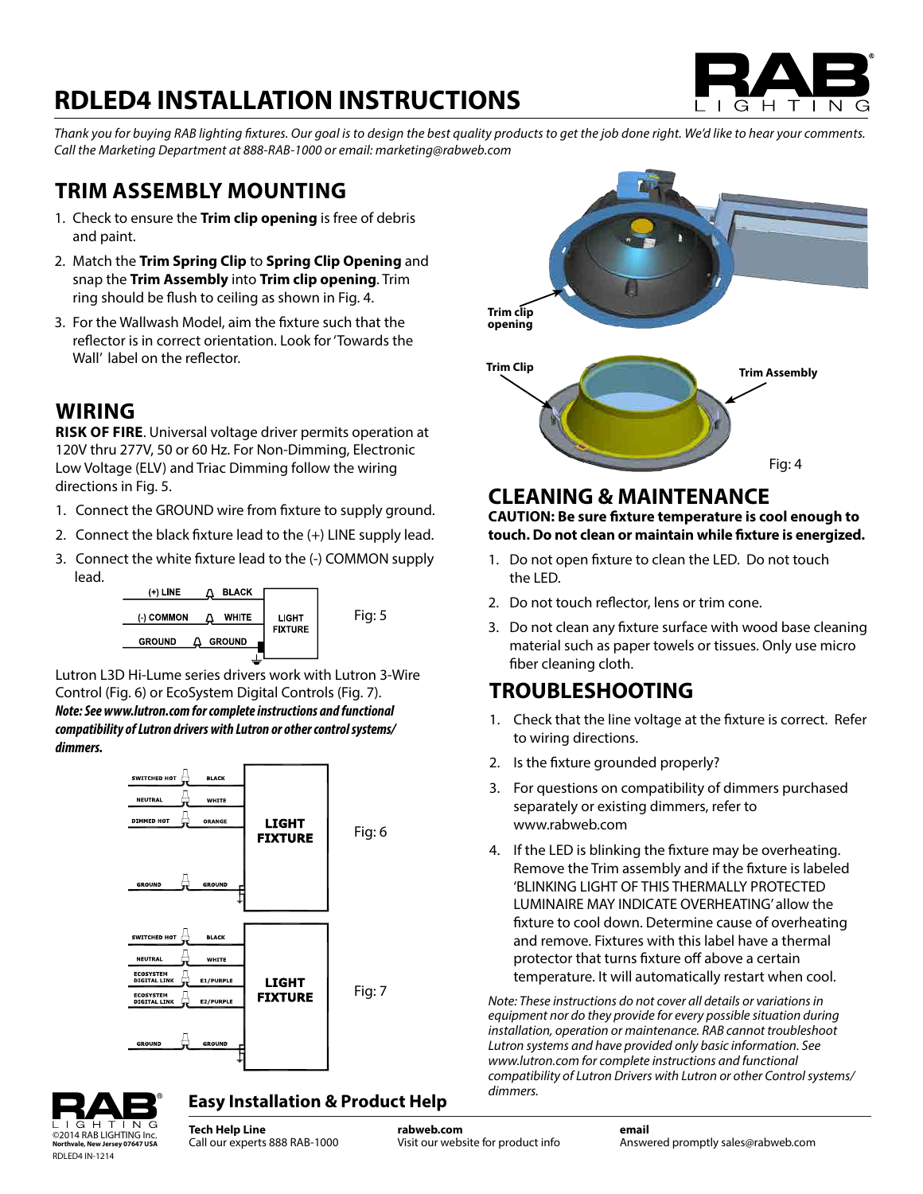# RDLED4 INSTALLATION INSTRUCTIONS

*Thank you for buying RAB lighting fixtures. Our goal is to design the best quality products to get the job done right. We'd like to hear your comments. Call the Marketing Department at 888-RAB-1000 or email: marketing@rabweb.com*

## TRIM ASSEMBLY MOUNTING

1. Check to ensure the **Trim clip opening** is free of debris and paint.
2. Match the **Trim Spring Clip** to **Spring Clip Opening** and snap the **Trim Assembly** into **Trim clip opening**. Trim ring should be flush to ceiling as shown in Fig. 4.
3. For the Wallwash Model, aim the fixture such that the reflector is in correct orientation. Look for 'Towards the Wall' label on the reflector.

Trim clip opening

Trim Clip

Trim Assembly

Fig: 4

## WIRING

**RISK OF FIRE**. Universal voltage driver permits operation at 120V thru 277V, 50 or 60 Hz. For Non-Dimming, Electronic Low Voltage (ELV) and Triac Dimming follow the wiring directions in Fig. 5.

1. Connect the GROUND wire from fixture to supply ground.
2. Connect the black fixture lead to the (+) LINE supply lead.
3. Connect the white fixture lead to the (-) COMMON supply lead.

| Supply | Fixture Lead | |
|---|---|---|
| (+) LINE | BLACK | LIGHT FIXTURE |
| (-) COMMON | WHITE | |
| GROUND | GROUND | |

Fig: 5

Lutron L3D Hi-Lume series drivers work with Lutron 3-Wire Control (Fig. 6) or EcoSystem Digital Controls (Fig. 7).
***Note: See www.lutron.com for complete instructions and functional compatibility of Lutron drivers with Lutron or other control systems/ dimmers.***

| Supply | Fixture Lead | |
|---|---|---|
| SWITCHED HOT | BLACK | LIGHT FIXTURE |
| NEUTRAL | WHITE | |
| DIMMED HOT | ORANGE | |
| GROUND | GROUND | |

Fig: 6

| Supply | Fixture Lead | |
|---|---|---|
| SWITCHED HOT | BLACK | LIGHT FIXTURE |
| NEUTRAL | WHITE | |
| ECOSYSTEM DIGITAL LINK | E1/PURPLE | |
| ECOSYSTEM DIGITAL LINK | E2/PURPLE | |
| GROUND | GROUND | |

Fig: 7

## CLEANING & MAINTENANCE

**CAUTION: Be sure fixture temperature is cool enough to touch. Do not clean or maintain while fixture is energized.**

1. Do not open fixture to clean the LED. Do not touch the LED.
2. Do not touch reflector, lens or trim cone.
3. Do not clean any fixture surface with wood base cleaning material such as paper towels or tissues. Only use micro fiber cleaning cloth.

## TROUBLESHOOTING

1. Check that the line voltage at the fixture is correct. Refer to wiring directions.
2. Is the fixture grounded properly?
3. For questions on compatibility of dimmers purchased separately or existing dimmers, refer to www.rabweb.com
4. If the LED is blinking the fixture may be overheating. Remove the Trim assembly and if the fixture is labeled 'BLINKING LIGHT OF THIS THERMALLY PROTECTED LUMINAIRE MAY INDICATE OVERHEATING' allow the fixture to cool down. Determine cause of overheating and remove. Fixtures with this label have a thermal protector that turns fixture off above a certain temperature. It will automatically restart when cool.

*Note: These instructions do not cover all details or variations in equipment nor do they provide for every possible situation during installation, operation or maintenance. RAB cannot troubleshoot Lutron systems and have provided only basic information. See www.lutron.com for complete instructions and functional compatibility of Lutron Drivers with Lutron or other Control systems/ dimmers.*

## Easy Installation & Product Help

**Tech Help Line**
Call our experts 888 RAB-1000

**rabweb.com**
Visit our website for product info

**email**
Answered promptly sales@rabweb.com

©2014 RAB LIGHTING Inc.
**Northvale, New Jersey 07647 USA**
RDLED4 IN-1214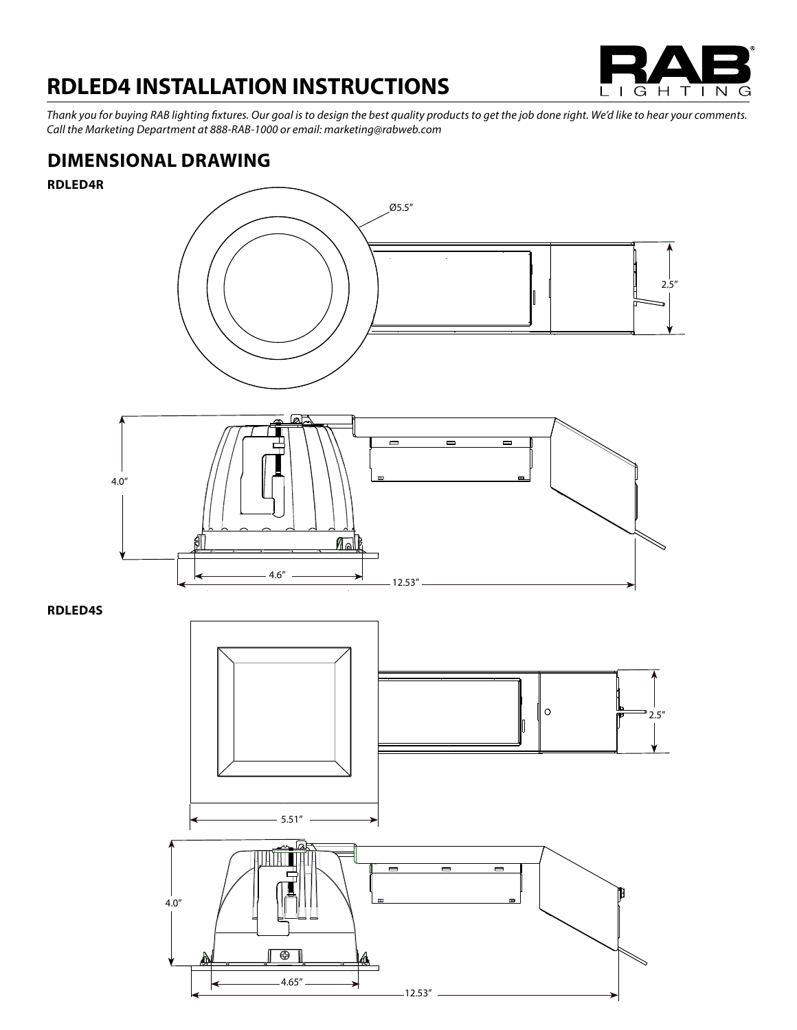# RDLED4 INSTALLATION INSTRUCTIONS

*Thank you for buying RAB lighting fixtures. Our goal is to design the best quality products to get the job done right. We'd like to hear your comments. Call the Marketing Department at 888-RAB-1000 or email: marketing@rabweb.com*

## DIMENSIONAL DRAWING

**RDLED4R**

Ø5.5"

2.5"

4.0"

4.6"

12.53"

**RDLED4S**

2.5"

5.51"

4.0"

4.65"

12.53"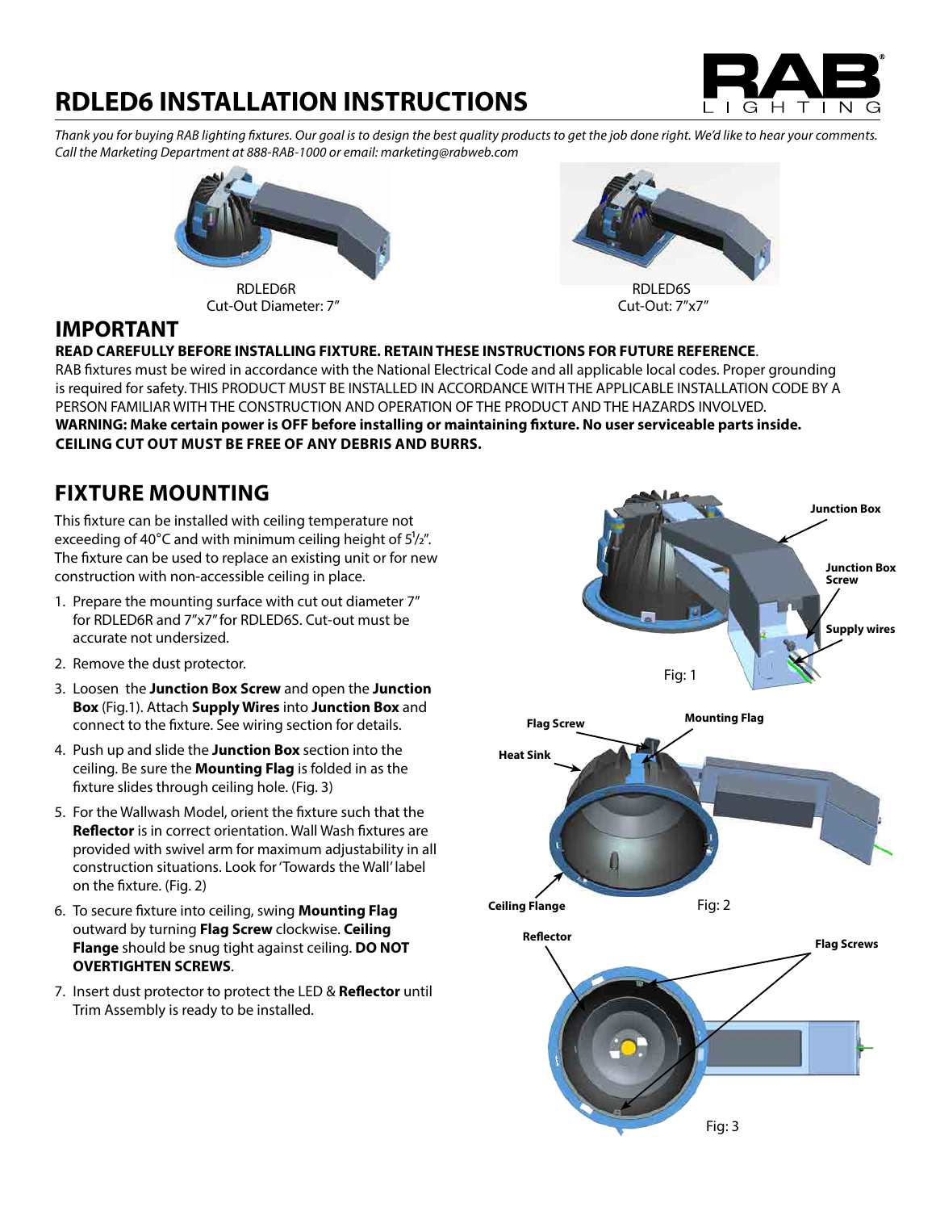# RDLED6 INSTALLATION INSTRUCTIONS

*Thank you for buying RAB lighting fixtures. Our goal is to design the best quality products to get the job done right. We'd like to hear your comments. Call the Marketing Department at 888-RAB-1000 or email: marketing@rabweb.com*

RDLED6R
Cut-Out Diameter: 7"

RDLED6S
Cut-Out: 7"x7"

## IMPORTANT

**READ CAREFULLY BEFORE INSTALLING FIXTURE. RETAIN THESE INSTRUCTIONS FOR FUTURE REFERENCE**.
RAB fixtures must be wired in accordance with the National Electrical Code and all applicable local codes. Proper grounding is required for safety. THIS PRODUCT MUST BE INSTALLED IN ACCORDANCE WITH THE APPLICABLE INSTALLATION CODE BY A PERSON FAMILIAR WITH THE CONSTRUCTION AND OPERATION OF THE PRODUCT AND THE HAZARDS INVOLVED.
**WARNING: Make certain power is OFF before installing or maintaining fixture. No user serviceable parts inside.**
**CEILING CUT OUT MUST BE FREE OF ANY DEBRIS AND BURRS.**

## FIXTURE MOUNTING

This fixture can be installed with ceiling temperature not exceeding of 40°C and with minimum ceiling height of 5½". The fixture can be used to replace an existing unit or for new construction with non-accessible ceiling in place.

1. Prepare the mounting surface with cut out diameter 7" for RDLED6R and 7"x7" for RDLED6S. Cut-out must be accurate not undersized.
2. Remove the dust protector.
3. Loosen the **Junction Box Screw** and open the **Junction Box** (Fig.1). Attach **Supply Wires** into **Junction Box** and connect to the fixture. See wiring section for details.
4. Push up and slide the **Junction Box** section into the ceiling. Be sure the **Mounting Flag** is folded in as the fixture slides through ceiling hole. (Fig. 3)
5. For the Wallwash Model, orient the fixture such that the **Reflector** is in correct orientation. Wall Wash fixtures are provided with swivel arm for maximum adjustability in all construction situations. Look for 'Towards the Wall' label on the fixture. (Fig. 2)
6. To secure fixture into ceiling, swing **Mounting Flag** outward by turning **Flag Screw** clockwise. **Ceiling Flange** should be snug tight against ceiling. **DO NOT OVERTIGHTEN SCREWS**.
7. Insert dust protector to protect the LED & **Reflector** until Trim Assembly is ready to be installed.

Junction Box, Junction Box Screw, Supply wires

Fig: 1

Flag Screw, Mounting Flag, Heat Sink, Ceiling Flange

Fig: 2

Reflector, Flag Screws

Fig: 3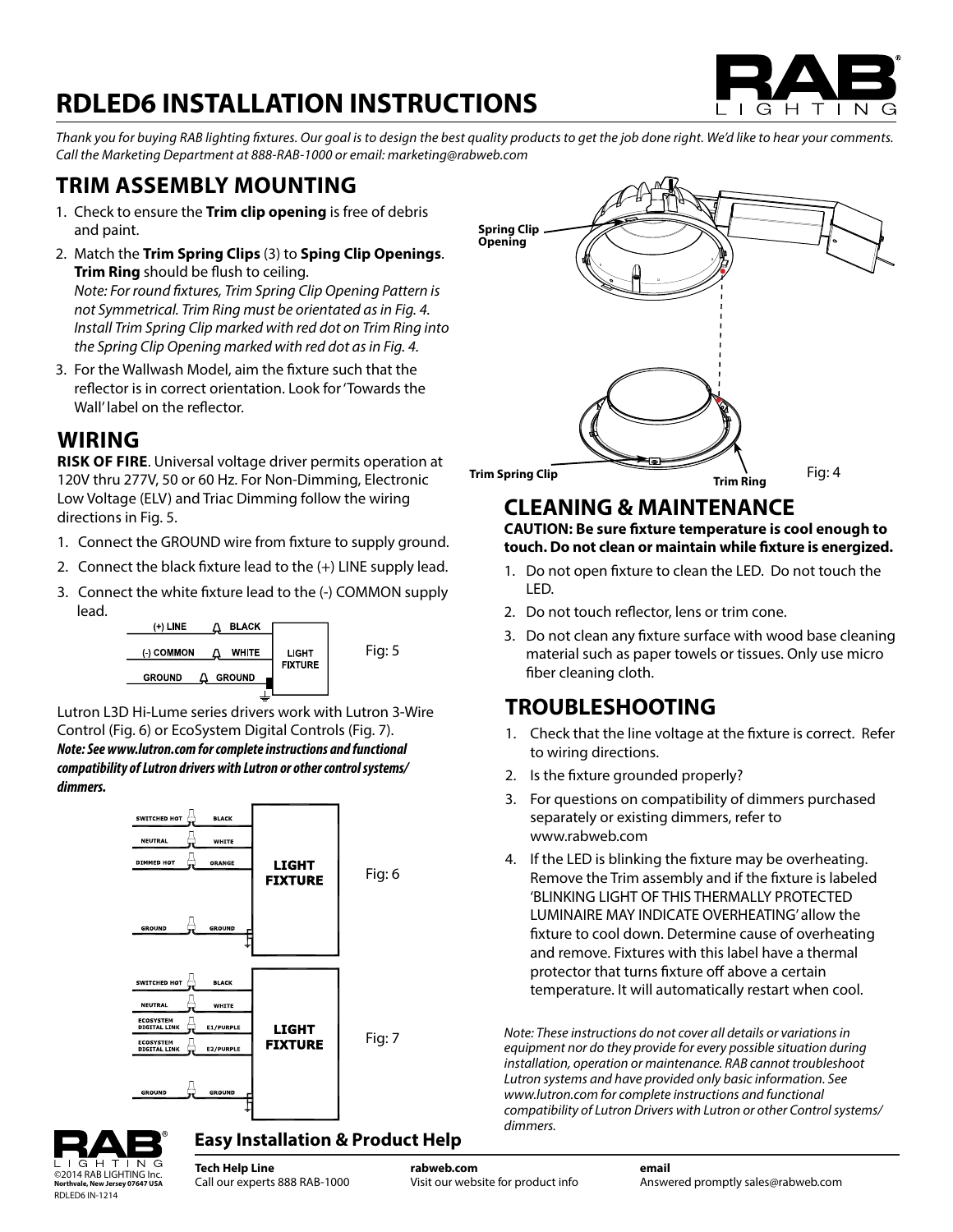# RDLED6 INSTALLATION INSTRUCTIONS

*Thank you for buying RAB lighting fixtures. Our goal is to design the best quality products to get the job done right. We'd like to hear your comments. Call the Marketing Department at 888-RAB-1000 or email: marketing@rabweb.com*

## TRIM ASSEMBLY MOUNTING

1. Check to ensure the **Trim clip opening** is free of debris and paint.
2. Match the **Trim Spring Clips** (3) to **Sping Clip Openings**. **Trim Ring** should be flush to ceiling.
   *Note: For round fixtures, Trim Spring Clip Opening Pattern is not Symmetrical. Trim Ring must be orientated as in Fig. 4. Install Trim Spring Clip marked with red dot on Trim Ring into the Spring Clip Opening marked with red dot as in Fig. 4.*
3. For the Wallwash Model, aim the fixture such that the reflector is in correct orientation. Look for 'Towards the Wall' label on the reflector.

Spring Clip Opening

Trim Spring Clip

Trim Ring

Fig: 4

## WIRING

**RISK OF FIRE**. Universal voltage driver permits operation at 120V thru 277V, 50 or 60 Hz. For Non-Dimming, Electronic Low Voltage (ELV) and Triac Dimming follow the wiring directions in Fig. 5.

1. Connect the GROUND wire from fixture to supply ground.
2. Connect the black fixture lead to the (+) LINE supply lead.
3. Connect the white fixture lead to the (-) COMMON supply lead.

(+) LINE — BLACK
(-) COMMON — WHITE
GROUND — GROUND
LIGHT FIXTURE

Fig: 5

Lutron L3D Hi-Lume series drivers work with Lutron 3-Wire Control (Fig. 6) or EcoSystem Digital Controls (Fig. 7).
***Note: See www.lutron.com for complete instructions and functional compatibility of Lutron drivers with Lutron or other control systems/ dimmers.***

SWITCHED HOT — BLACK
NEUTRAL — WHITE
DIMMED HOT — ORANGE
GROUND — GROUND
LIGHT FIXTURE

Fig: 6

SWITCHED HOT — BLACK
NEUTRAL — WHITE
ECOSYSTEM DIGITAL LINK — E1/PURPLE
ECOSYSTEM DIGITAL LINK — E2/PURPLE
GROUND — GROUND
LIGHT FIXTURE

Fig: 7

## CLEANING & MAINTENANCE

**CAUTION: Be sure fixture temperature is cool enough to touch. Do not clean or maintain while fixture is energized.**

1. Do not open fixture to clean the LED. Do not touch the LED.
2. Do not touch reflector, lens or trim cone.
3. Do not clean any fixture surface with wood base cleaning material such as paper towels or tissues. Only use micro fiber cleaning cloth.

## TROUBLESHOOTING

1. Check that the line voltage at the fixture is correct. Refer to wiring directions.
2. Is the fixture grounded properly?
3. For questions on compatibility of dimmers purchased separately or existing dimmers, refer to www.rabweb.com
4. If the LED is blinking the fixture may be overheating. Remove the Trim assembly and if the fixture is labeled 'BLINKING LIGHT OF THIS THERMALLY PROTECTED LUMINAIRE MAY INDICATE OVERHEATING' allow the fixture to cool down. Determine cause of overheating and remove. Fixtures with this label have a thermal protector that turns fixture off above a certain temperature. It will automatically restart when cool.

*Note: These instructions do not cover all details or variations in equipment nor do they provide for every possible situation during installation, operation or maintenance. RAB cannot troubleshoot Lutron systems and have provided only basic information. See www.lutron.com for complete instructions and functional compatibility of Lutron Drivers with Lutron or other Control systems/ dimmers.*

## Easy Installation & Product Help

**Tech Help Line**
Call our experts 888 RAB-1000

**rabweb.com**
Visit our website for product info

**email**
Answered promptly sales@rabweb.com

©2014 RAB LIGHTING Inc.
**Northvale, New Jersey 07647 USA**
RDLED6 IN-1214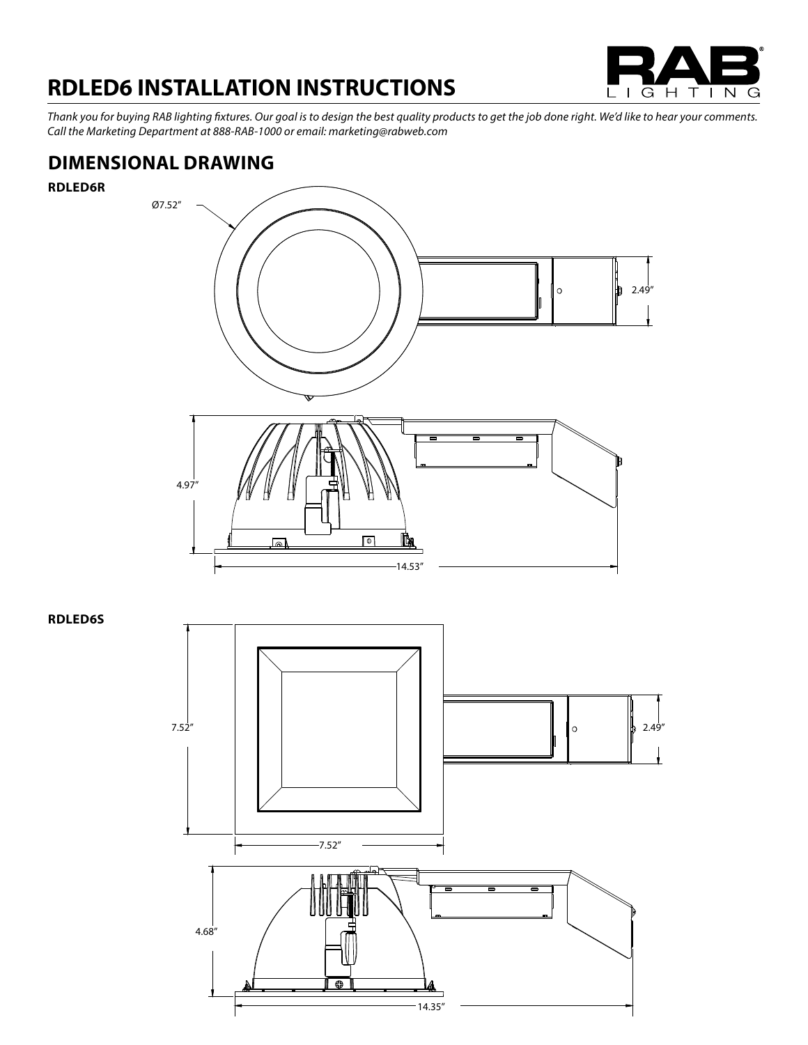# RDLED6 INSTALLATION INSTRUCTIONS

*Thank you for buying RAB lighting fixtures. Our goal is to design the best quality products to get the job done right. We'd like to hear your comments. Call the Marketing Department at 888-RAB-1000 or email: marketing@rabweb.com*

## DIMENSIONAL DRAWING

**RDLED6R**

Ø7.52"

2.49"

4.97"

14.53"

**RDLED6S**

7.52"

2.49"

7.52"

4.68"

14.35"